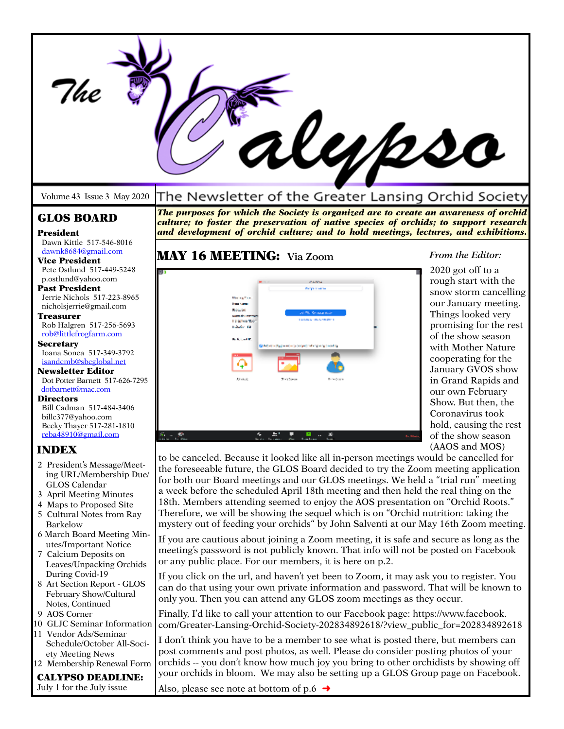# The Calypso

Volume 43 Issue 3 May 2020

The Newsletter of the Greater Lansing Orchid Society

***The purposes for which the Society is organized are to create an awareness of orchid culture; to foster the preservation of native species of orchids; to support research and development of orchid culture; and to hold meetings, lectures, and exhibitions.***

## GLOS BOARD

**President**
Dawn Kittle 517-546-8016
dawnk8684@gmail.com

**Vice President**
Pete Ostlund 517-449-5248
p.ostlund@yahoo.com

**Past President**
Jerrie Nichols 517-223-8965
nicholsjerrie@gmail.com

**Treasurer**
Rob Halgren 517-256-5693
rob@littlefrogfarm.com

**Secretary**
Ioana Sonea 517-349-3792
isandcmb@sbcglobal.net

**Newsletter Editor**
Dot Potter Barnett 517-626-7295
dotbarnett@mac.com

**Directors**
Bill Cadman 517-484-3406
billc377@yahoo.com
Becky Thayer 517-281-1810
reba48910@gmail.com

## INDEX

2 President's Message/Meeting URL/Membership Due/GLOS Calendar
3 April Meeting Minutes
4 Maps to Proposed Site
5 Cultural Notes from Ray Barkelow
6 March Board Meeting Minutes/Important Notice
7 Calcium Deposits on Leaves/Unpacking Orchids During Covid-19
8 Art Section Report - GLOS February Show/Cultural Notes, Continued
9 AOS Corner
10 GLJC Seminar Information
11 Vendor Ads/Seminar Schedule/October All-Society Meeting News
12 Membership Renewal Form

**CALYPSO DEADLINE:**
July 1 for the July issue

## MAY 16 MEETING: Via Zoom

*From the Editor:*

2020 got off to a rough start with the snow storm cancelling our January meeting. Things looked very promising for the rest of the show season with Mother Nature cooperating for the January GVOS show in Grand Rapids and our own February Show. But then, the Coronavirus took hold, causing the rest of the show season (AAOS and MOS) to be canceled. Because it looked like all in-person meetings would be cancelled for the foreseeable future, the GLOS Board decided to try the Zoom meeting application for both our Board meetings and our GLOS meetings. We held a "trial run" meeting a week before the scheduled April 18th meeting and then held the real thing on the 18th. Members attending seemed to enjoy the AOS presentation on "Orchid Roots." Therefore, we will be showing the sequel which is on "Orchid nutrition: taking the mystery out of feeding your orchids" by John Salventi at our May 16th Zoom meeting.

If you are cautious about joining a Zoom meeting, it is safe and secure as long as the meeting's password is not publicly known. That info will not be posted on Facebook or any public place. For our members, it is here on p.2.

If you click on the url, and haven't yet been to Zoom, it may ask you to register. You can do that using your own private information and password. That will be known to only you. Then you can attend any GLOS zoom meetings as they occur.

Finally, I'd like to call your attention to our Facebook page: https://www.facebook.com/Greater-Lansing-Orchid-Society-202834892618/?view_public_for=202834892618

I don't think you have to be a member to see what is posted there, but members can post comments and post photos, as well. Please do consider posting photos of your orchids -- you don't know how much joy you bring to other orchidists by showing off your orchids in bloom. We may also be setting up a GLOS Group page on Facebook.

Also, please see note at bottom of p.6 ➜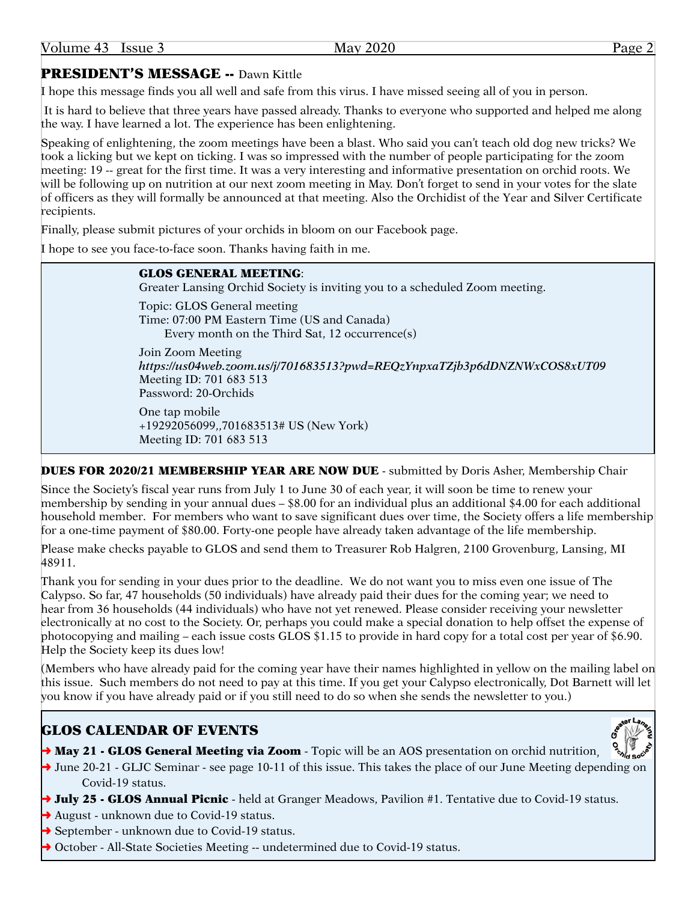## PRESIDENT'S MESSAGE -- Dawn Kittle

I hope this message finds you all well and safe from this virus. I have missed seeing all of you in person.

It is hard to believe that three years have passed already. Thanks to everyone who supported and helped me along the way. I have learned a lot. The experience has been enlightening.

Speaking of enlightening, the zoom meetings have been a blast. Who said you can't teach old dog new tricks? We took a licking but we kept on ticking. I was so impressed with the number of people participating for the zoom meeting: 19 -- great for the first time. It was a very interesting and informative presentation on orchid roots. We will be following up on nutrition at our next zoom meeting in May. Don't forget to send in your votes for the slate of officers as they will formally be announced at that meeting. Also the Orchidist of the Year and Silver Certificate recipients.

Finally, please submit pictures of your orchids in bloom on our Facebook page.

I hope to see you face-to-face soon. Thanks having faith in me.

**GLOS GENERAL MEETING**:
Greater Lansing Orchid Society is inviting you to a scheduled Zoom meeting.

Topic: GLOS General meeting
Time: 07:00 PM Eastern Time (US and Canada)
Every month on the Third Sat, 12 occurrence(s)

Join Zoom Meeting
*https://us04web.zoom.us/j/701683513?pwd=REQzYnpxaTZjb3p6dDNZNWxCOS8xUT09*
Meeting ID: 701 683 513
Password: 20-Orchids

One tap mobile
+19292056099,,701683513# US (New York)
Meeting ID: 701 683 513

## DUES FOR 2020/21 MEMBERSHIP YEAR ARE NOW DUE - submitted by Doris Asher, Membership Chair

Since the Society's fiscal year runs from July 1 to June 30 of each year, it will soon be time to renew your membership by sending in your annual dues – $8.00 for an individual plus an additional $4.00 for each additional household member. For members who want to save significant dues over time, the Society offers a life membership for a one-time payment of $80.00. Forty-one people have already taken advantage of the life membership.

Please make checks payable to GLOS and send them to Treasurer Rob Halgren, 2100 Grovenburg, Lansing, MI 48911.

Thank you for sending in your dues prior to the deadline. We do not want you to miss even one issue of The Calypso. So far, 47 households (50 individuals) have already paid their dues for the coming year; we need to hear from 36 households (44 individuals) who have not yet renewed. Please consider receiving your newsletter electronically at no cost to the Society. Or, perhaps you could make a special donation to help offset the expense of photocopying and mailing – each issue costs GLOS $1.15 to provide in hard copy for a total cost per year of $6.90. Help the Society keep its dues low!

(Members who have already paid for the coming year have their names highlighted in yellow on the mailing label on this issue. Such members do not need to pay at this time. If you get your Calypso electronically, Dot Barnett will let you know if you have already paid or if you still need to do so when she sends the newsletter to you.)

## GLOS CALENDAR OF EVENTS

- **May 21 - GLOS General Meeting via Zoom** - Topic will be an AOS presentation on orchid nutrition,
- June 20-21 - GLJC Seminar - see page 10-11 of this issue. This takes the place of our June Meeting depending on Covid-19 status.
- **July 25 - GLOS Annual Picnic** - held at Granger Meadows, Pavilion #1. Tentative due to Covid-19 status.
- August - unknown due to Covid-19 status.
- September - unknown due to Covid-19 status.
- October - All-State Societies Meeting -- undetermined due to Covid-19 status.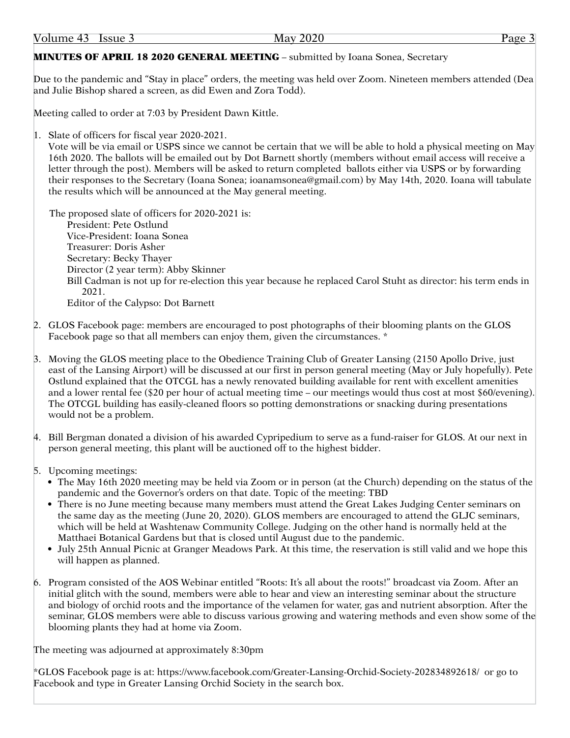**MINUTES OF APRIL 18 2020 GENERAL MEETING** – submitted by Ioana Sonea, Secretary

Due to the pandemic and "Stay in place" orders, the meeting was held over Zoom. Nineteen members attended (Dea and Julie Bishop shared a screen, as did Ewen and Zora Todd).

Meeting called to order at 7:03 by President Dawn Kittle.

1. Slate of officers for fiscal year 2020-2021.
   Vote will be via email or USPS since we cannot be certain that we will be able to hold a physical meeting on May 16th 2020. The ballots will be emailed out by Dot Barnett shortly (members without email access will receive a letter through the post). Members will be asked to return completed ballots either via USPS or by forwarding their responses to the Secretary (Ioana Sonea; ioanamsonea@gmail.com) by May 14th, 2020. Ioana will tabulate the results which will be announced at the May general meeting.

   The proposed slate of officers for 2020-2021 is:
   - President: Pete Ostlund
   - Vice-President: Ioana Sonea
   - Treasurer: Doris Asher
   - Secretary: Becky Thayer
   - Director (2 year term): Abby Skinner
   - Bill Cadman is not up for re-election this year because he replaced Carol Stuht as director: his term ends in 2021.
   - Editor of the Calypso: Dot Barnett

2. GLOS Facebook page: members are encouraged to post photographs of their blooming plants on the GLOS Facebook page so that all members can enjoy them, given the circumstances. *

3. Moving the GLOS meeting place to the Obedience Training Club of Greater Lansing (2150 Apollo Drive, just east of the Lansing Airport) will be discussed at our first in person general meeting (May or July hopefully). Pete Ostlund explained that the OTCGL has a newly renovated building available for rent with excellent amenities and a lower rental fee ($20 per hour of actual meeting time – our meetings would thus cost at most $60/evening). The OTCGL building has easily-cleaned floors so potting demonstrations or snacking during presentations would not be a problem.

4. Bill Bergman donated a division of his awarded Cypripedium to serve as a fund-raiser for GLOS. At our next in person general meeting, this plant will be auctioned off to the highest bidder.

5. Upcoming meetings:
   - The May 16th 2020 meeting may be held via Zoom or in person (at the Church) depending on the status of the pandemic and the Governor's orders on that date. Topic of the meeting: TBD
   - There is no June meeting because many members must attend the Great Lakes Judging Center seminars on the same day as the meeting (June 20, 2020). GLOS members are encouraged to attend the GLJC seminars, which will be held at Washtenaw Community College. Judging on the other hand is normally held at the Matthaei Botanical Gardens but that is closed until August due to the pandemic.
   - July 25th Annual Picnic at Granger Meadows Park. At this time, the reservation is still valid and we hope this will happen as planned.

6. Program consisted of the AOS Webinar entitled "Roots: It's all about the roots!" broadcast via Zoom. After an initial glitch with the sound, members were able to hear and view an interesting seminar about the structure and biology of orchid roots and the importance of the velamen for water, gas and nutrient absorption. After the seminar, GLOS members were able to discuss various growing and watering methods and even show some of the blooming plants they had at home via Zoom.

The meeting was adjourned at approximately 8:30pm

*GLOS Facebook page is at: https://www.facebook.com/Greater-Lansing-Orchid-Society-202834892618/ or go to Facebook and type in Greater Lansing Orchid Society in the search box.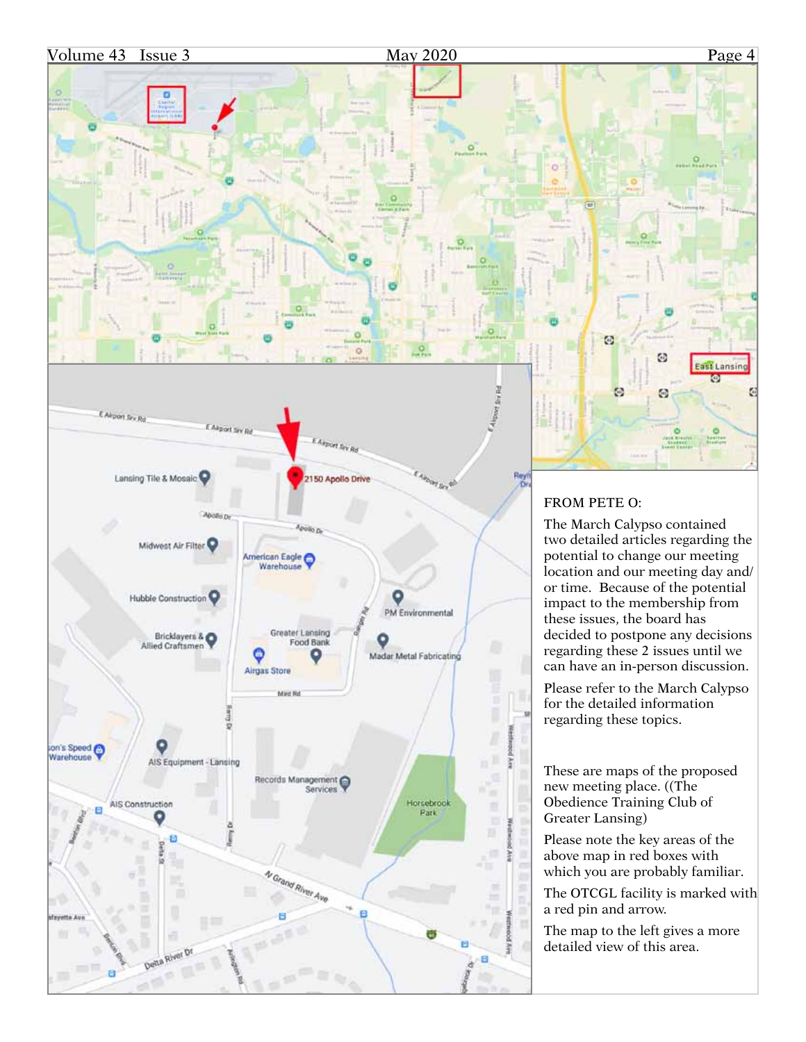FROM PETE O:

The March Calypso contained two detailed articles regarding the potential to change our meeting location and our meeting day and/or time. Because of the potential impact to the membership from these issues, the board has decided to postpone any decisions regarding these 2 issues until we can have an in-person discussion.

Please refer to the March Calypso for the detailed information regarding these topics.

These are maps of the proposed new meeting place. ((The Obedience Training Club of Greater Lansing)

Please note the key areas of the above map in red boxes with which you are probably familiar.

The OTCGL facility is marked with a red pin and arrow.

The map to the left gives a more detailed view of this area.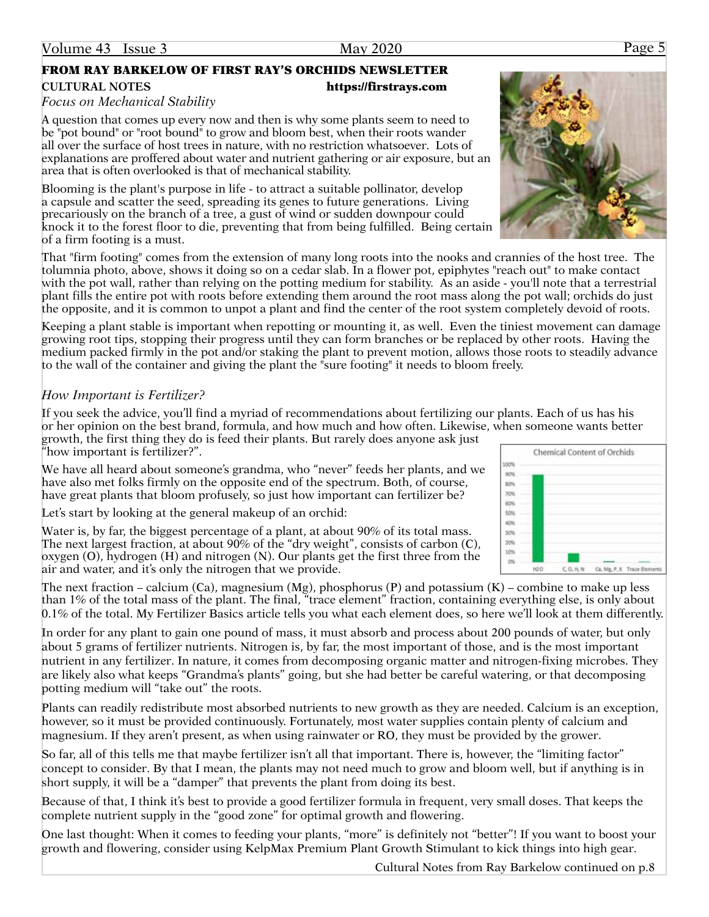## FROM RAY BARKELOW OF FIRST RAY'S ORCHIDS NEWSLETTER

**CULTURAL NOTES** **https://firstrays.com**

*Focus on Mechanical Stability*

A question that comes up every now and then is why some plants seem to need to be "pot bound" or "root bound" to grow and bloom best, when their roots wander all over the surface of host trees in nature, with no restriction whatsoever. Lots of explanations are proffered about water and nutrient gathering or air exposure, but an area that is often overlooked is that of mechanical stability.

Blooming is the plant's purpose in life - to attract a suitable pollinator, develop a capsule and scatter the seed, spreading its genes to future generations. Living precariously on the branch of a tree, a gust of wind or sudden downpour could knock it to the forest floor to die, preventing that from being fulfilled. Being certain of a firm footing is a must.

That "firm footing" comes from the extension of many long roots into the nooks and crannies of the host tree. The tolumnia photo, above, shows it doing so on a cedar slab. In a flower pot, epiphytes "reach out" to make contact with the pot wall, rather than relying on the potting medium for stability. As an aside - you'll note that a terrestrial plant fills the entire pot with roots before extending them around the root mass along the pot wall; orchids do just the opposite, and it is common to unpot a plant and find the center of the root system completely devoid of roots.

Keeping a plant stable is important when repotting or mounting it, as well. Even the tiniest movement can damage growing root tips, stopping their progress until they can form branches or be replaced by other roots. Having the medium packed firmly in the pot and/or staking the plant to prevent motion, allows those roots to steadily advance to the wall of the container and giving the plant the "sure footing" it needs to bloom freely.

*How Important is Fertilizer?*

If you seek the advice, you'll find a myriad of recommendations about fertilizing our plants. Each of us has his or her opinion on the best brand, formula, and how much and how often. Likewise, when someone wants better growth, the first thing they do is feed their plants. But rarely does anyone ask just "how important is fertilizer?".

We have all heard about someone's grandma, who "never" feeds her plants, and we have also met folks firmly on the opposite end of the spectrum. Both, of course, have great plants that bloom profusely, so just how important can fertilizer be?

Let's start by looking at the general makeup of an orchid:

Water is, by far, the biggest percentage of a plant, at about 90% of its total mass. The next largest fraction, at about 90% of the "dry weight", consists of carbon (C), oxygen (O), hydrogen (H) and nitrogen (N). Our plants get the first three from the air and water, and it's only the nitrogen that we provide.

Chemical Content of Orchids

The next fraction – calcium (Ca), magnesium (Mg), phosphorus (P) and potassium (K) – combine to make up less than 1% of the total mass of the plant. The final, "trace element" fraction, containing everything else, is only about 0.1% of the total. My Fertilizer Basics article tells you what each element does, so here we'll look at them differently.

In order for any plant to gain one pound of mass, it must absorb and process about 200 pounds of water, but only about 5 grams of fertilizer nutrients. Nitrogen is, by far, the most important of those, and is the most important nutrient in any fertilizer. In nature, it comes from decomposing organic matter and nitrogen-fixing microbes. They are likely also what keeps "Grandma's plants" going, but she had better be careful watering, or that decomposing potting medium will "take out" the roots.

Plants can readily redistribute most absorbed nutrients to new growth as they are needed. Calcium is an exception, however, so it must be provided continuously. Fortunately, most water supplies contain plenty of calcium and magnesium. If they aren't present, as when using rainwater or RO, they must be provided by the grower.

So far, all of this tells me that maybe fertilizer isn't all that important. There is, however, the "limiting factor" concept to consider. By that I mean, the plants may not need much to grow and bloom well, but if anything is in short supply, it will be a "damper" that prevents the plant from doing its best.

Because of that, I think it's best to provide a good fertilizer formula in frequent, very small doses. That keeps the complete nutrient supply in the "good zone" for optimal growth and flowering.

One last thought: When it comes to feeding your plants, "more" is definitely not "better"! If you want to boost your growth and flowering, consider using KelpMax Premium Plant Growth Stimulant to kick things into high gear.

Cultural Notes from Ray Barkelow continued on p.8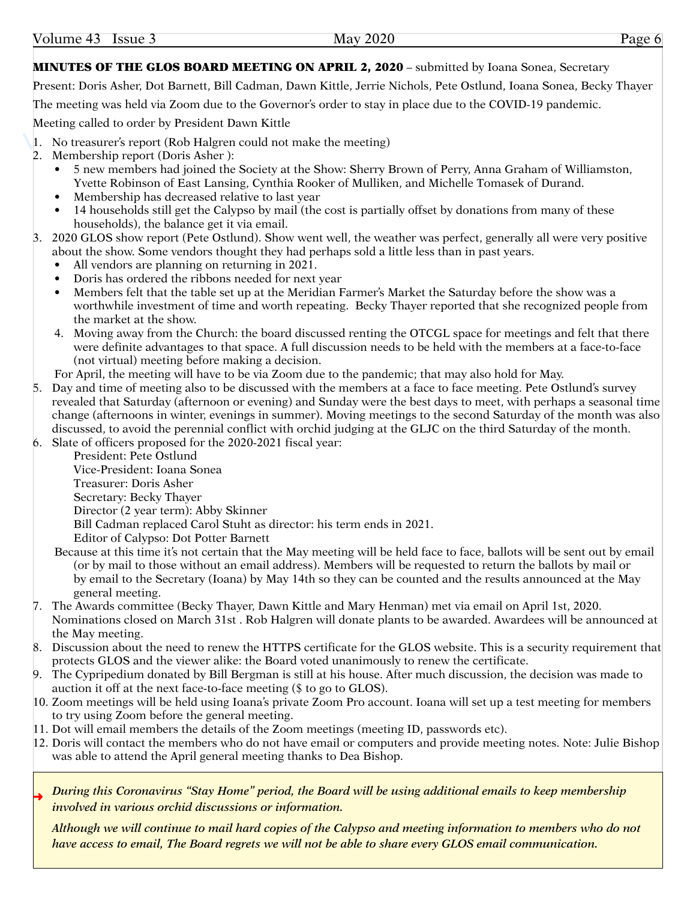**MINUTES OF THE GLOS BOARD MEETING ON APRIL 2, 2020** – submitted by Ioana Sonea, Secretary

Present: Doris Asher, Dot Barnett, Bill Cadman, Dawn Kittle, Jerrie Nichols, Pete Ostlund, Ioana Sonea, Becky Thayer

The meeting was held via Zoom due to the Governor's order to stay in place due to the COVID-19 pandemic.

Meeting called to order by President Dawn Kittle

1. No treasurer's report (Rob Halgren could not make the meeting)
2. Membership report (Doris Asher ):
   - 5 new members had joined the Society at the Show: Sherry Brown of Perry, Anna Graham of Williamston, Yvette Robinson of East Lansing, Cynthia Rooker of Mulliken, and Michelle Tomasek of Durand.
   - Membership has decreased relative to last year
   - 14 households still get the Calypso by mail (the cost is partially offset by donations from many of these households), the balance get it via email.
3. 2020 GLOS show report (Pete Ostlund). Show went well, the weather was perfect, generally all were very positive about the show. Some vendors thought they had perhaps sold a little less than in past years.
   - All vendors are planning on returning in 2021.
   - Doris has ordered the ribbons needed for next year
   - Members felt that the table set up at the Meridian Farmer's Market the Saturday before the show was a worthwhile investment of time and worth repeating. Becky Thayer reported that she recognized people from the market at the show.
4. Moving away from the Church: the board discussed renting the OTCGL space for meetings and felt that there were definite advantages to that space. A full discussion needs to be held with the members at a face-to-face (not virtual) meeting before making a decision.

   For April, the meeting will have to be via Zoom due to the pandemic; that may also hold for May.
5. Day and time of meeting also to be discussed with the members at a face to face meeting. Pete Ostlund's survey revealed that Saturday (afternoon or evening) and Sunday were the best days to meet, with perhaps a seasonal time change (afternoons in winter, evenings in summer). Moving meetings to the second Saturday of the month was also discussed, to avoid the perennial conflict with orchid judging at the GLJC on the third Saturday of the month.
6. Slate of officers proposed for the 2020-2021 fiscal year:

   President: Pete Ostlund  
   Vice-President: Ioana Sonea  
   Treasurer: Doris Asher  
   Secretary: Becky Thayer  
   Director (2 year term): Abby Skinner  
   Bill Cadman replaced Carol Stuht as director: his term ends in 2021.  
   Editor of Calypso: Dot Potter Barnett

   Because at this time it's not certain that the May meeting will be held face to face, ballots will be sent out by email (or by mail to those without an email address). Members will be requested to return the ballots by mail or by email to the Secretary (Ioana) by May 14th so they can be counted and the results announced at the May general meeting.
7. The Awards committee (Becky Thayer, Dawn Kittle and Mary Henman) met via email on April 1st, 2020. Nominations closed on March 31st . Rob Halgren will donate plants to be awarded. Awardees will be announced at the May meeting.
8. Discussion about the need to renew the HTTPS certificate for the GLOS website. This is a security requirement that protects GLOS and the viewer alike: the Board voted unanimously to renew the certificate.
9. The Cypripedium donated by Bill Bergman is still at his house. After much discussion, the decision was made to auction it off at the next face-to-face meeting ($ to go to GLOS).
10. Zoom meetings will be held using Ioana's private Zoom Pro account. Ioana will set up a test meeting for members to try using Zoom before the general meeting.
11. Dot will email members the details of the Zoom meetings (meeting ID, passwords etc).
12. Doris will contact the members who do not have email or computers and provide meeting notes. Note: Julie Bishop was able to attend the April general meeting thanks to Dea Bishop.

→ ***During this Coronavirus "Stay Home" period, the Board will be using additional emails to keep membership involved in various orchid discussions or information.***

***Although we will continue to mail hard copies of the Calypso and meeting information to members who do not have access to email, The Board regrets we will not be able to share every GLOS email communication.***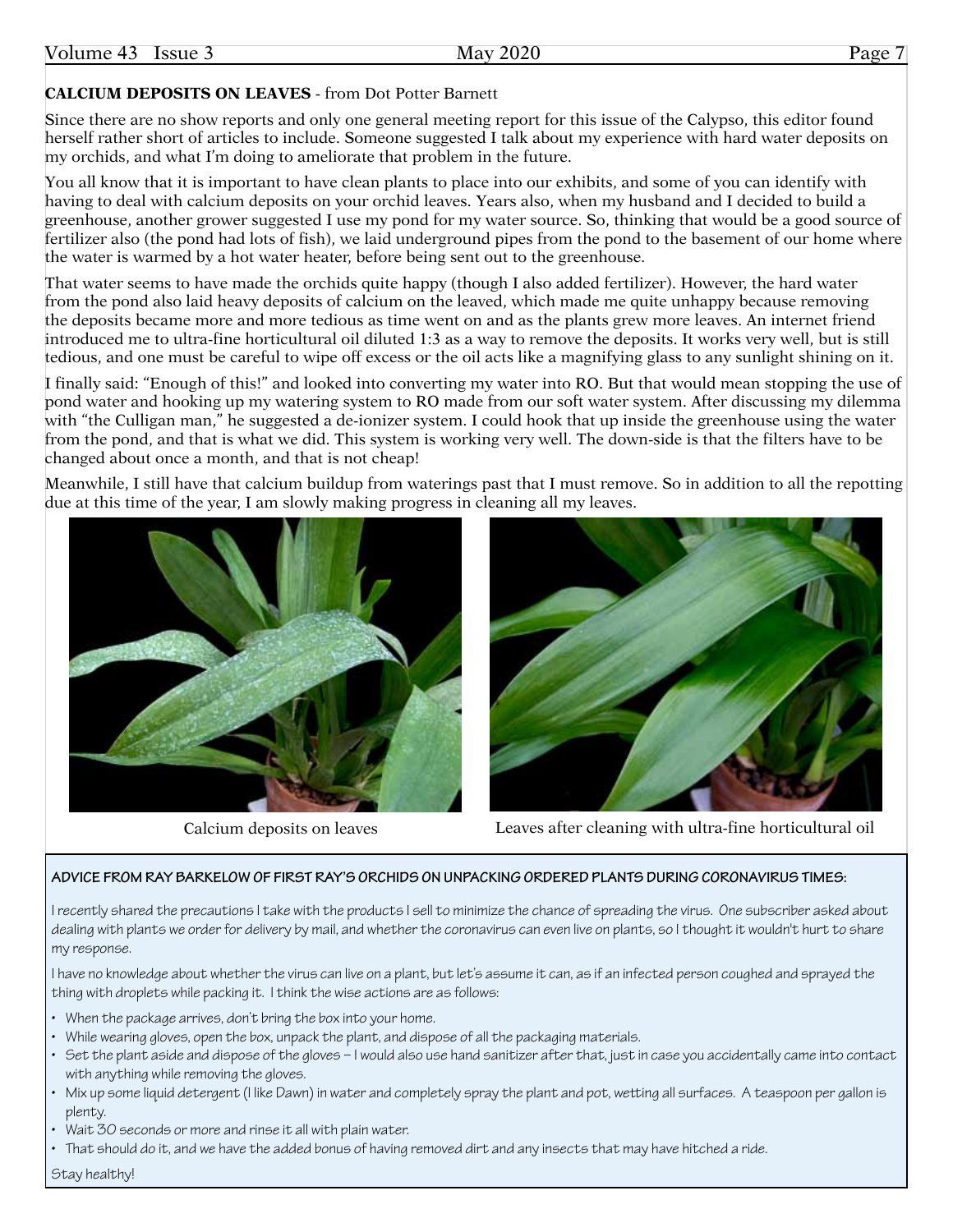**CALCIUM DEPOSITS ON LEAVES** - from Dot Potter Barnett

Since there are no show reports and only one general meeting report for this issue of the Calypso, this editor found herself rather short of articles to include. Someone suggested I talk about my experience with hard water deposits on my orchids, and what I'm doing to ameliorate that problem in the future.

You all know that it is important to have clean plants to place into our exhibits, and some of you can identify with having to deal with calcium deposits on your orchid leaves. Years also, when my husband and I decided to build a greenhouse, another grower suggested I use my pond for my water source. So, thinking that would be a good source of fertilizer also (the pond had lots of fish), we laid underground pipes from the pond to the basement of our home where the water is warmed by a hot water heater, before being sent out to the greenhouse.

That water seems to have made the orchids quite happy (though I also added fertilizer). However, the hard water from the pond also laid heavy deposits of calcium on the leaved, which made me quite unhappy because removing the deposits became more and more tedious as time went on and as the plants grew more leaves. An internet friend introduced me to ultra-fine horticultural oil diluted 1:3 as a way to remove the deposits. It works very well, but is still tedious, and one must be careful to wipe off excess or the oil acts like a magnifying glass to any sunlight shining on it.

I finally said: "Enough of this!" and looked into converting my water into RO. But that would mean stopping the use of pond water and hooking up my watering system to RO made from our soft water system. After discussing my dilemma with "the Culligan man," he suggested a de-ionizer system. I could hook that up inside the greenhouse using the water from the pond, and that is what we did. This system is working very well. The down-side is that the filters have to be changed about once a month, and that is not cheap!

Meanwhile, I still have that calcium buildup from waterings past that I must remove. So in addition to all the repotting due at this time of the year, I am slowly making progress in cleaning all my leaves.

Calcium deposits on leaves

Leaves after cleaning with ultra-fine horticultural oil

**ADVICE FROM RAY BARKELOW OF FIRST RAY'S ORCHIDS ON UNPACKING ORDERED PLANTS DURING CORONAVIRUS TIMES:**

I recently shared the precautions I take with the products I sell to minimize the chance of spreading the virus. One subscriber asked about dealing with plants we order for delivery by mail, and whether the coronavirus can even live on plants, so I thought it wouldn't hurt to share my response.

I have no knowledge about whether the virus can live on a plant, but let's assume it can, as if an infected person coughed and sprayed the thing with droplets while packing it. I think the wise actions are as follows:

- When the package arrives, don't bring the box into your home.
- While wearing gloves, open the box, unpack the plant, and dispose of all the packaging materials.
- Set the plant aside and dispose of the gloves – I would also use hand sanitizer after that, just in case you accidentally came into contact with anything while removing the gloves.
- Mix up some liquid detergent (I like Dawn) in water and completely spray the plant and pot, wetting all surfaces. A teaspoon per gallon is plenty.
- Wait 30 seconds or more and rinse it all with plain water.
- That should do it, and we have the added bonus of having removed dirt and any insects that may have hitched a ride.

Stay healthy!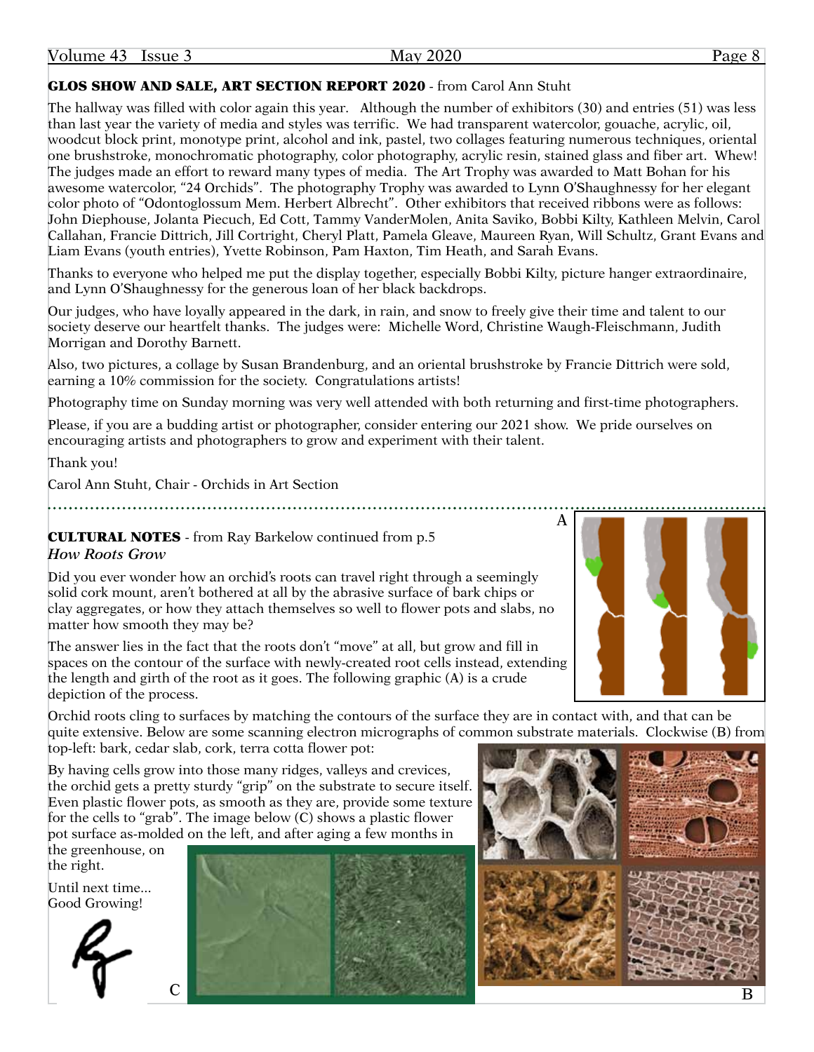## GLOS SHOW AND SALE, ART SECTION REPORT 2020 - from Carol Ann Stuht

The hallway was filled with color again this year. Although the number of exhibitors (30) and entries (51) was less than last year the variety of media and styles was terrific. We had transparent watercolor, gouache, acrylic, oil, woodcut block print, monotype print, alcohol and ink, pastel, two collages featuring numerous techniques, oriental one brushstroke, monochromatic photography, color photography, acrylic resin, stained glass and fiber art. Whew! The judges made an effort to reward many types of media. The Art Trophy was awarded to Matt Bohan for his awesome watercolor, "24 Orchids". The photography Trophy was awarded to Lynn O'Shaughnessy for her elegant color photo of "Odontoglossum Mem. Herbert Albrecht". Other exhibitors that received ribbons were as follows: John Diephouse, Jolanta Piecuch, Ed Cott, Tammy VanderMolen, Anita Saviko, Bobbi Kilty, Kathleen Melvin, Carol Callahan, Francie Dittrich, Jill Cortright, Cheryl Platt, Pamela Gleave, Maureen Ryan, Will Schultz, Grant Evans and Liam Evans (youth entries), Yvette Robinson, Pam Haxton, Tim Heath, and Sarah Evans.

Thanks to everyone who helped me put the display together, especially Bobbi Kilty, picture hanger extraordinaire, and Lynn O'Shaughnessy for the generous loan of her black backdrops.

Our judges, who have loyally appeared in the dark, in rain, and snow to freely give their time and talent to our society deserve our heartfelt thanks. The judges were: Michelle Word, Christine Waugh-Fleischmann, Judith Morrigan and Dorothy Barnett.

Also, two pictures, a collage by Susan Brandenburg, and an oriental brushstroke by Francie Dittrich were sold, earning a 10% commission for the society. Congratulations artists!

Photography time on Sunday morning was very well attended with both returning and first-time photographers.

Please, if you are a budding artist or photographer, consider entering our 2021 show. We pride ourselves on encouraging artists and photographers to grow and experiment with their talent.

Thank you!

Carol Ann Stuht, Chair - Orchids in Art Section

## CULTURAL NOTES - from Ray Barkelow continued from p.5

*How Roots Grow*

Did you ever wonder how an orchid's roots can travel right through a seemingly solid cork mount, aren't bothered at all by the abrasive surface of bark chips or clay aggregates, or how they attach themselves so well to flower pots and slabs, no matter how smooth they may be?

The answer lies in the fact that the roots don't "move" at all, but grow and fill in spaces on the contour of the surface with newly-created root cells instead, extending the length and girth of the root as it goes. The following graphic (A) is a crude depiction of the process.

A

Orchid roots cling to surfaces by matching the contours of the surface they are in contact with, and that can be quite extensive. Below are some scanning electron micrographs of common substrate materials. Clockwise (B) from top-left: bark, cedar slab, cork, terra cotta flower pot:

By having cells grow into those many ridges, valleys and crevices, the orchid gets a pretty sturdy "grip" on the substrate to secure itself. Even plastic flower pots, as smooth as they are, provide some texture for the cells to "grab". The image below (C) shows a plastic flower pot surface as-molded on the left, and after aging a few months in the greenhouse, on the right.

B

C

Until next time...
Good Growing!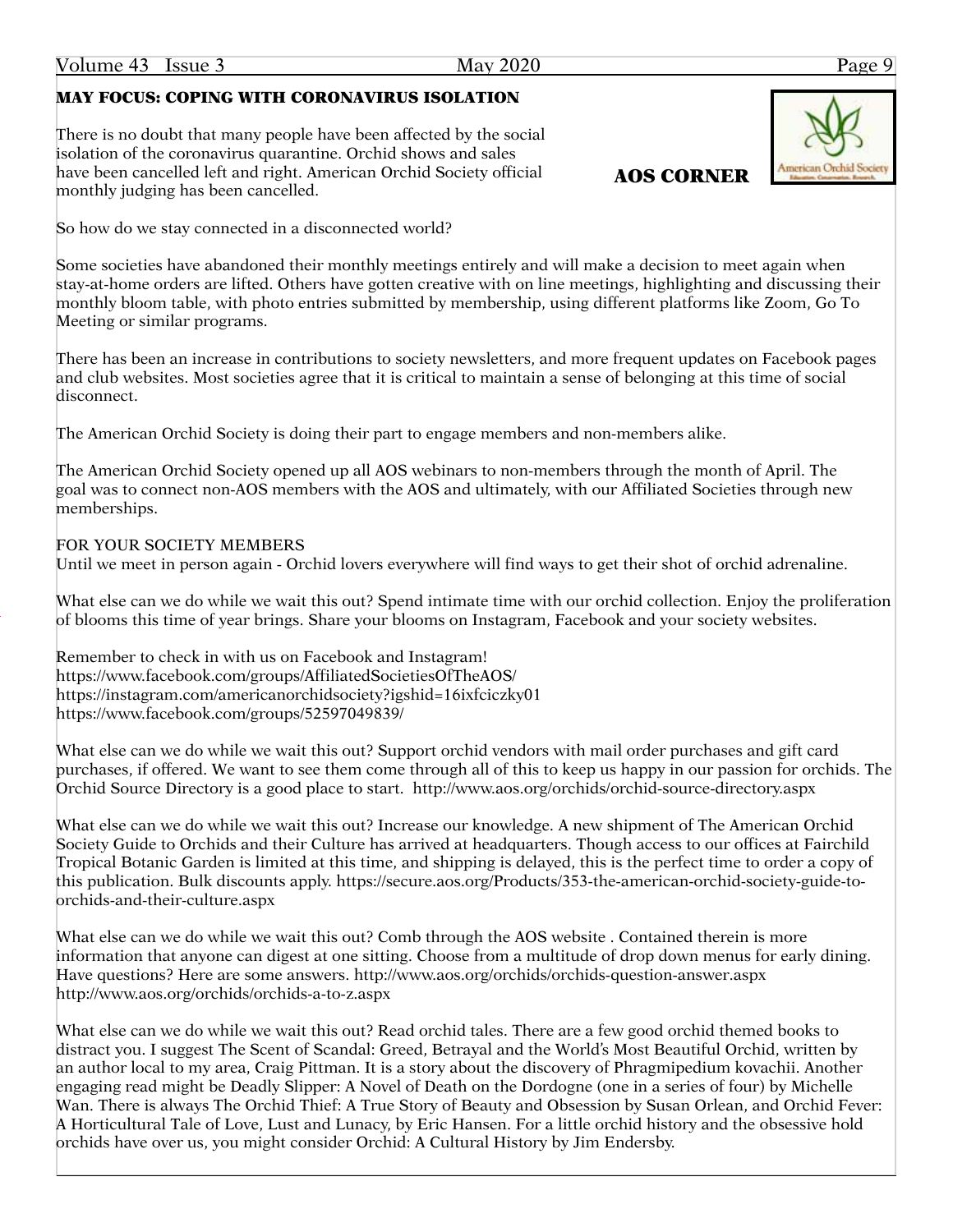## MAY FOCUS: COPING WITH CORONAVIRUS ISOLATION

**AOS CORNER**

There is no doubt that many people have been affected by the social isolation of the coronavirus quarantine. Orchid shows and sales have been cancelled left and right. American Orchid Society official monthly judging has been cancelled.

So how do we stay connected in a disconnected world?

Some societies have abandoned their monthly meetings entirely and will make a decision to meet again when stay-at-home orders are lifted. Others have gotten creative with on line meetings, highlighting and discussing their monthly bloom table, with photo entries submitted by membership, using different platforms like Zoom, Go To Meeting or similar programs.

There has been an increase in contributions to society newsletters, and more frequent updates on Facebook pages and club websites. Most societies agree that it is critical to maintain a sense of belonging at this time of social disconnect.

The American Orchid Society is doing their part to engage members and non-members alike.

The American Orchid Society opened up all AOS webinars to non-members through the month of April. The goal was to connect non-AOS members with the AOS and ultimately, with our Affiliated Societies through new memberships.

FOR YOUR SOCIETY MEMBERS
Until we meet in person again - Orchid lovers everywhere will find ways to get their shot of orchid adrenaline.

What else can we do while we wait this out? Spend intimate time with our orchid collection. Enjoy the proliferation of blooms this time of year brings. Share your blooms on Instagram, Facebook and your society websites.

Remember to check in with us on Facebook and Instagram!
https://www.facebook.com/groups/AffiliatedSocietiesOfTheAOS/
https://instagram.com/americanorchidsociety?igshid=16ixfciczky01
https://www.facebook.com/groups/52597049839/

What else can we do while we wait this out? Support orchid vendors with mail order purchases and gift card purchases, if offered. We want to see them come through all of this to keep us happy in our passion for orchids. The Orchid Source Directory is a good place to start. http://www.aos.org/orchids/orchid-source-directory.aspx

What else can we do while we wait this out? Increase our knowledge. A new shipment of The American Orchid Society Guide to Orchids and their Culture has arrived at headquarters. Though access to our offices at Fairchild Tropical Botanic Garden is limited at this time, and shipping is delayed, this is the perfect time to order a copy of this publication. Bulk discounts apply. https://secure.aos.org/Products/353-the-american-orchid-society-guide-to-orchids-and-their-culture.aspx

What else can we do while we wait this out? Comb through the AOS website . Contained therein is more information that anyone can digest at one sitting. Choose from a multitude of drop down menus for early dining. Have questions? Here are some answers. http://www.aos.org/orchids/orchids-question-answer.aspx
http://www.aos.org/orchids/orchids-a-to-z.aspx

What else can we do while we wait this out? Read orchid tales. There are a few good orchid themed books to distract you. I suggest The Scent of Scandal: Greed, Betrayal and the World's Most Beautiful Orchid, written by an author local to my area, Craig Pittman. It is a story about the discovery of Phragmipedium kovachii. Another engaging read might be Deadly Slipper: A Novel of Death on the Dordogne (one in a series of four) by Michelle Wan. There is always The Orchid Thief: A True Story of Beauty and Obsession by Susan Orlean, and Orchid Fever: A Horticultural Tale of Love, Lust and Lunacy, by Eric Hansen. For a little orchid history and the obsessive hold orchids have over us, you might consider Orchid: A Cultural History by Jim Endersby.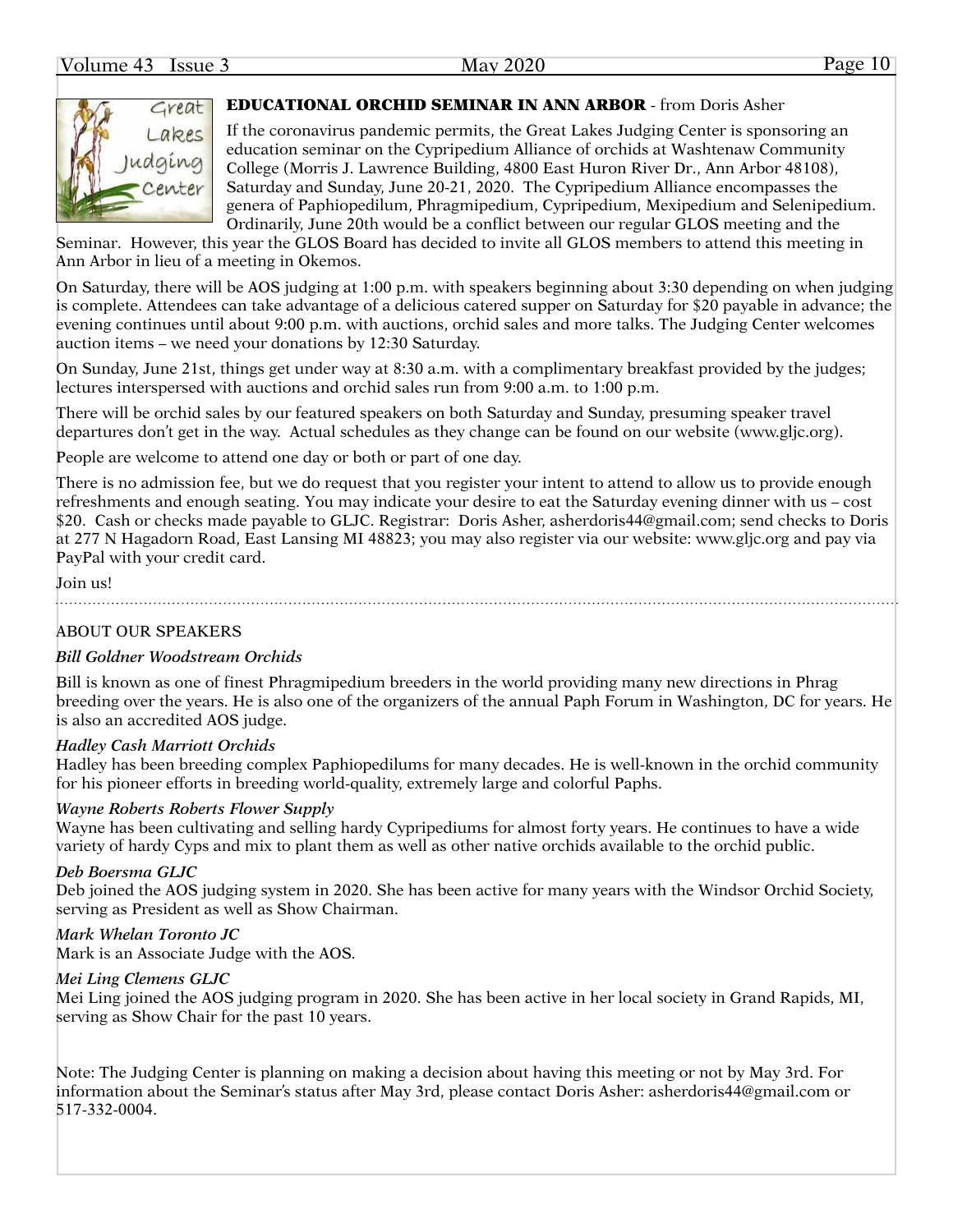## EDUCATIONAL ORCHID SEMINAR IN ANN ARBOR - from Doris Asher

If the coronavirus pandemic permits, the Great Lakes Judging Center is sponsoring an education seminar on the Cypripedium Alliance of orchids at Washtenaw Community College (Morris J. Lawrence Building, 4800 East Huron River Dr., Ann Arbor 48108), Saturday and Sunday, June 20-21, 2020. The Cypripedium Alliance encompasses the genera of Paphiopedilum, Phragmipedium, Cypripedium, Mexipedium and Selenipedium. Ordinarily, June 20th would be a conflict between our regular GLOS meeting and the Seminar. However, this year the GLOS Board has decided to invite all GLOS members to attend this meeting in Ann Arbor in lieu of a meeting in Okemos.

On Saturday, there will be AOS judging at 1:00 p.m. with speakers beginning about 3:30 depending on when judging is complete. Attendees can take advantage of a delicious catered supper on Saturday for $20 payable in advance; the evening continues until about 9:00 p.m. with auctions, orchid sales and more talks. The Judging Center welcomes auction items – we need your donations by 12:30 Saturday.

On Sunday, June 21st, things get under way at 8:30 a.m. with a complimentary breakfast provided by the judges; lectures interspersed with auctions and orchid sales run from 9:00 a.m. to 1:00 p.m.

There will be orchid sales by our featured speakers on both Saturday and Sunday, presuming speaker travel departures don't get in the way. Actual schedules as they change can be found on our website (www.gljc.org).

People are welcome to attend one day or both or part of one day.

There is no admission fee, but we do request that you register your intent to attend to allow us to provide enough refreshments and enough seating. You may indicate your desire to eat the Saturday evening dinner with us – cost $20. Cash or checks made payable to GLJC. Registrar: Doris Asher, asherdoris44@gmail.com; send checks to Doris at 277 N Hagadorn Road, East Lansing MI 48823; you may also register via our website: www.gljc.org and pay via PayPal with your credit card.

Join us!

---

ABOUT OUR SPEAKERS

*Bill Goldner Woodstream Orchids*

Bill is known as one of finest Phragmipedium breeders in the world providing many new directions in Phrag breeding over the years. He is also one of the organizers of the annual Paph Forum in Washington, DC for years. He is also an accredited AOS judge.

*Hadley Cash Marriott Orchids*
Hadley has been breeding complex Paphiopedilums for many decades. He is well-known in the orchid community for his pioneer efforts in breeding world-quality, extremely large and colorful Paphs.

*Wayne Roberts Roberts Flower Supply*
Wayne has been cultivating and selling hardy Cypripediums for almost forty years. He continues to have a wide variety of hardy Cyps and mix to plant them as well as other native orchids available to the orchid public.

*Deb Boersma GLJC*
Deb joined the AOS judging system in 2020. She has been active for many years with the Windsor Orchid Society, serving as President as well as Show Chairman.

*Mark Whelan Toronto JC*
Mark is an Associate Judge with the AOS.

*Mei Ling Clemens GLJC*
Mei Ling joined the AOS judging program in 2020. She has been active in her local society in Grand Rapids, MI, serving as Show Chair for the past 10 years.

Note: The Judging Center is planning on making a decision about having this meeting or not by May 3rd. For information about the Seminar's status after May 3rd, please contact Doris Asher: asherdoris44@gmail.com or 517-332-0004.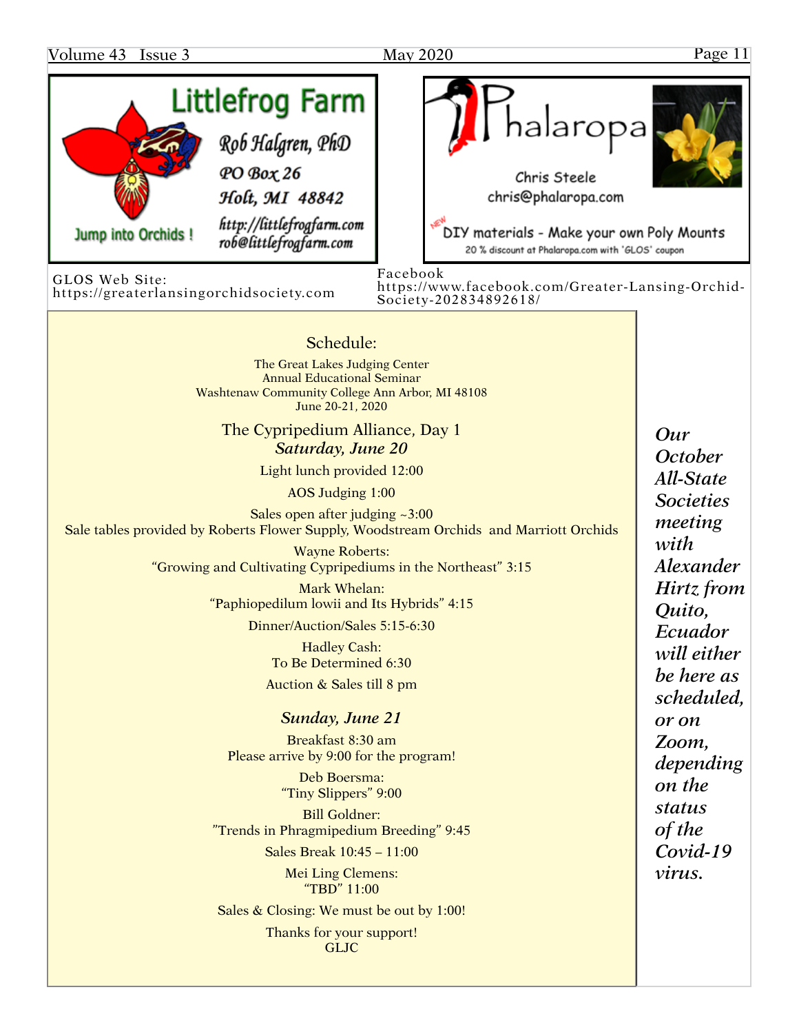**Littlefrog Farm**

Rob Halgren, PhD
PO Box 26
Holt, MI 48842
http://littlefrogfarm.com
rob@littlefrogfarm.com

Jump into Orchids !

**Phalaropa**

Chris Steele
chris@phalaropa.com

NEW DIY materials - Make your own Poly Mounts

20 % discount at Phalaropa.com with 'GLOS' coupon

GLOS Web Site:
https://greaterlansingorchidsociety.com

Facebook
https://www.facebook.com/Greater-Lansing-Orchid-Society-202834892618/

## Schedule:

The Great Lakes Judging Center
Annual Educational Seminar
Washtenaw Community College Ann Arbor, MI 48108
June 20-21, 2020

### The Cypripedium Alliance, Day 1

***Saturday, June 20***

Light lunch provided 12:00

AOS Judging 1:00

Sales open after judging ~3:00
Sale tables provided by Roberts Flower Supply, Woodstream Orchids and Marriott Orchids

Wayne Roberts:
"Growing and Cultivating Cypripediums in the Northeast" 3:15

Mark Whelan:
"Paphiopedilum lowii and Its Hybrids" 4:15

Dinner/Auction/Sales 5:15-6:30

Hadley Cash:
To Be Determined 6:30

Auction & Sales till 8 pm

***Sunday, June 21***

Breakfast 8:30 am
Please arrive by 9:00 for the program!

Deb Boersma:
"Tiny Slippers" 9:00

Bill Goldner:
"Trends in Phragmipedium Breeding" 9:45

Sales Break 10:45 – 11:00

Mei Ling Clemens:
"TBD" 11:00

Sales & Closing: We must be out by 1:00!

Thanks for your support!
GLJC

***Our October All-State Societies meeting with Alexander Hirtz from Quito, Ecuador will either be here as scheduled, or on Zoom, depending on the status of the Covid-19 virus.***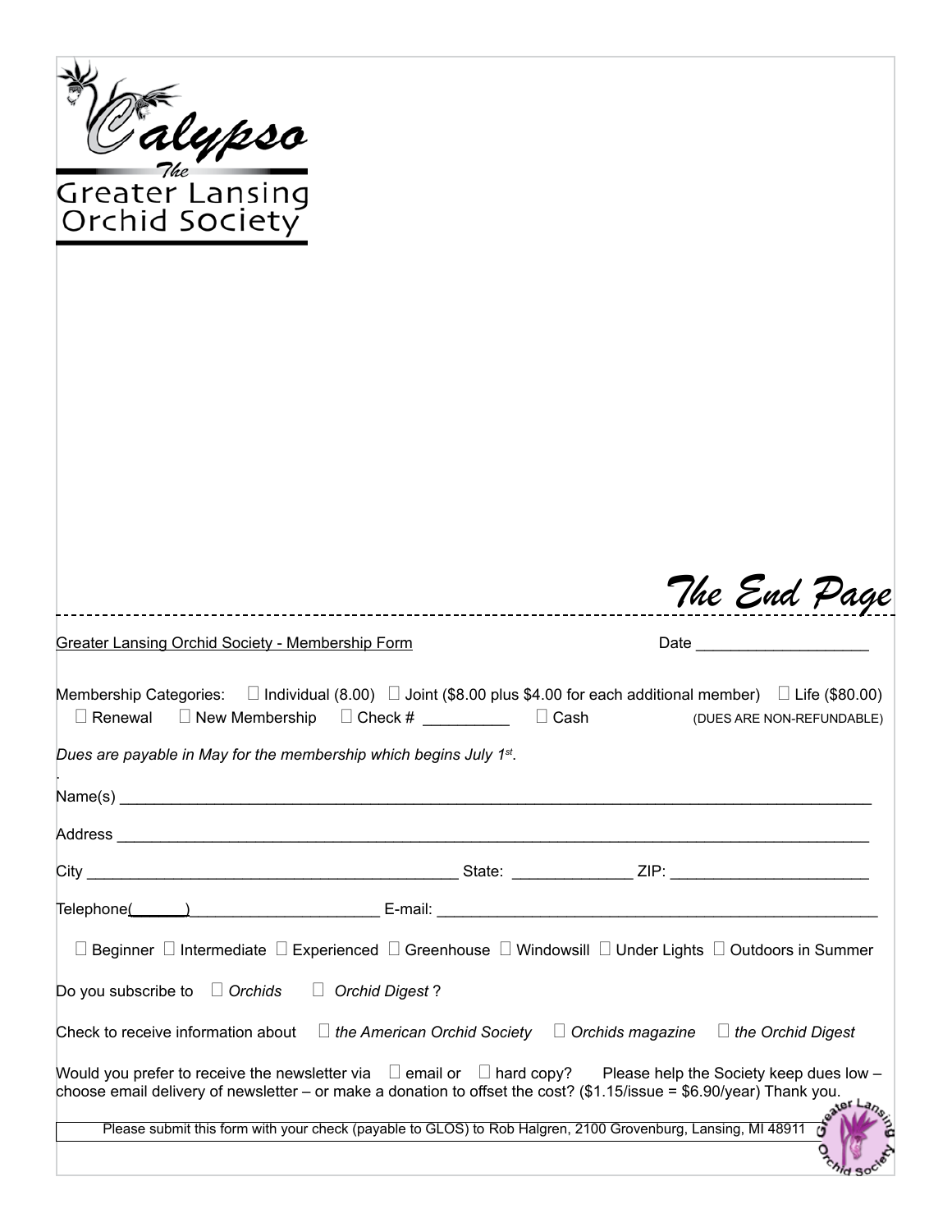Calypso

The Greater Lansing Orchid Society

# The End Page

Greater Lansing Orchid Society - Membership Form

Date ____________________

Membership Categories: ☐ Individual (8.00) ☐ Joint ($8.00 plus $4.00 for each additional member) ☐ Life ($80.00)

☐ Renewal ☐ New Membership ☐ Check # __________ ☐ Cash (DUES ARE NON-REFUNDABLE)

*Dues are payable in May for the membership which begins July 1st.*

Name(s) ____________________________________________________________________________________

Address ____________________________________________________________________________________

City ____________________________________________ State: ______________ ZIP: _______________________

Telephone(______)______________________ E-mail: _____________________________________________________

☐ Beginner ☐ Intermediate ☐ Experienced ☐ Greenhouse ☐ Windowsill ☐ Under Lights ☐ Outdoors in Summer

Do you subscribe to ☐ *Orchids* ☐ *Orchid Digest* ?

Check to receive information about ☐ *the American Orchid Society* ☐ *Orchids magazine* ☐ *the Orchid Digest*

Would you prefer to receive the newsletter via ☐ email or ☐ hard copy? Please help the Society keep dues low – choose email delivery of newsletter – or make a donation to offset the cost? ($1.15/issue = $6.90/year) Thank you.

Please submit this form with your check (payable to GLOS) to Rob Halgren, 2100 Grovenburg, Lansing, MI 48911

Greater Lansing Orchid Society